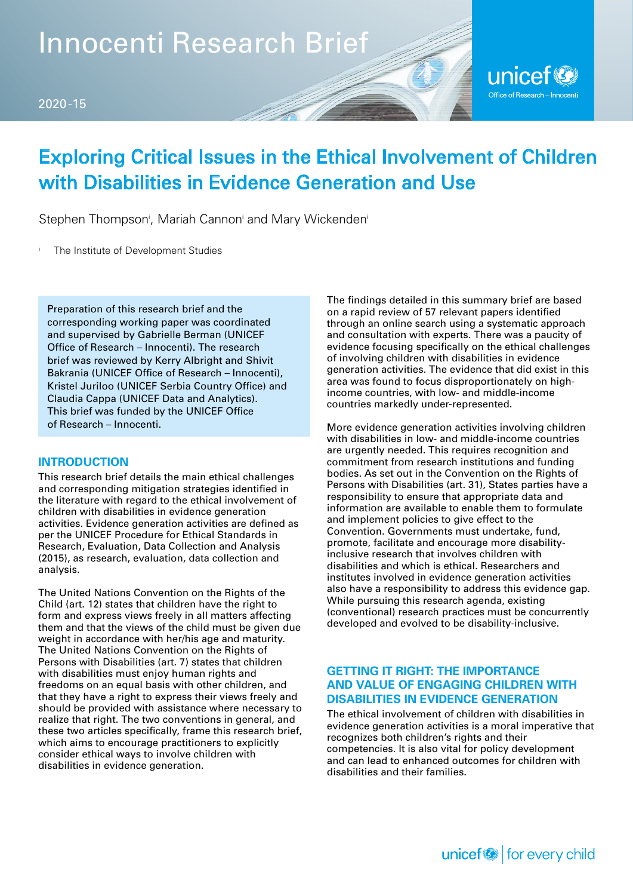Innocenti Research Brief

2020-15

# Exploring Critical Issues in the Ethical Involvement of Children with Disabilities in Evidence Generation and Use

Stephen Thompson[i], Mariah Cannon[i] and Mary Wickenden[i]

[i] The Institute of Development Studies

Preparation of this research brief and the corresponding working paper was coordinated and supervised by Gabrielle Berman (UNICEF Office of Research – Innocenti). The research brief was reviewed by Kerry Albright and Shivit Bakrania (UNICEF Office of Research – Innocenti), Kristel Juriloo (UNICEF Serbia Country Office) and Claudia Cappa (UNICEF Data and Analytics). This brief was funded by the UNICEF Office of Research – Innocenti.

## INTRODUCTION

This research brief details the main ethical challenges and corresponding mitigation strategies identified in the literature with regard to the ethical involvement of children with disabilities in evidence generation activities. Evidence generation activities are defined as per the UNICEF Procedure for Ethical Standards in Research, Evaluation, Data Collection and Analysis (2015), as research, evaluation, data collection and analysis.

The United Nations Convention on the Rights of the Child (art. 12) states that children have the right to form and express views freely in all matters affecting them and that the views of the child must be given due weight in accordance with her/his age and maturity. The United Nations Convention on the Rights of Persons with Disabilities (art. 7) states that children with disabilities must enjoy human rights and freedoms on an equal basis with other children, and that they have a right to express their views freely and should be provided with assistance where necessary to realize that right. The two conventions in general, and these two articles specifically, frame this research brief, which aims to encourage practitioners to explicitly consider ethical ways to involve children with disabilities in evidence generation.

The findings detailed in this summary brief are based on a rapid review of 57 relevant papers identified through an online search using a systematic approach and consultation with experts. There was a paucity of evidence focusing specifically on the ethical challenges of involving children with disabilities in evidence generation activities. The evidence that did exist in this area was found to focus disproportionately on high-income countries, with low- and middle-income countries markedly under-represented.

More evidence generation activities involving children with disabilities in low- and middle-income countries are urgently needed. This requires recognition and commitment from research institutions and funding bodies. As set out in the Convention on the Rights of Persons with Disabilities (art. 31), States parties have a responsibility to ensure that appropriate data and information are available to enable them to formulate and implement policies to give effect to the Convention. Governments must undertake, fund, promote, facilitate and encourage more disability-inclusive research that involves children with disabilities and which is ethical. Researchers and institutes involved in evidence generation activities also have a responsibility to address this evidence gap. While pursuing this research agenda, existing (conventional) research practices must be concurrently developed and evolved to be disability-inclusive.

## GETTING IT RIGHT: THE IMPORTANCE AND VALUE OF ENGAGING CHILDREN WITH DISABILITIES IN EVIDENCE GENERATION

The ethical involvement of children with disabilities in evidence generation activities is a moral imperative that recognizes both children's rights and their competencies. It is also vital for policy development and can lead to enhanced outcomes for children with disabilities and their families.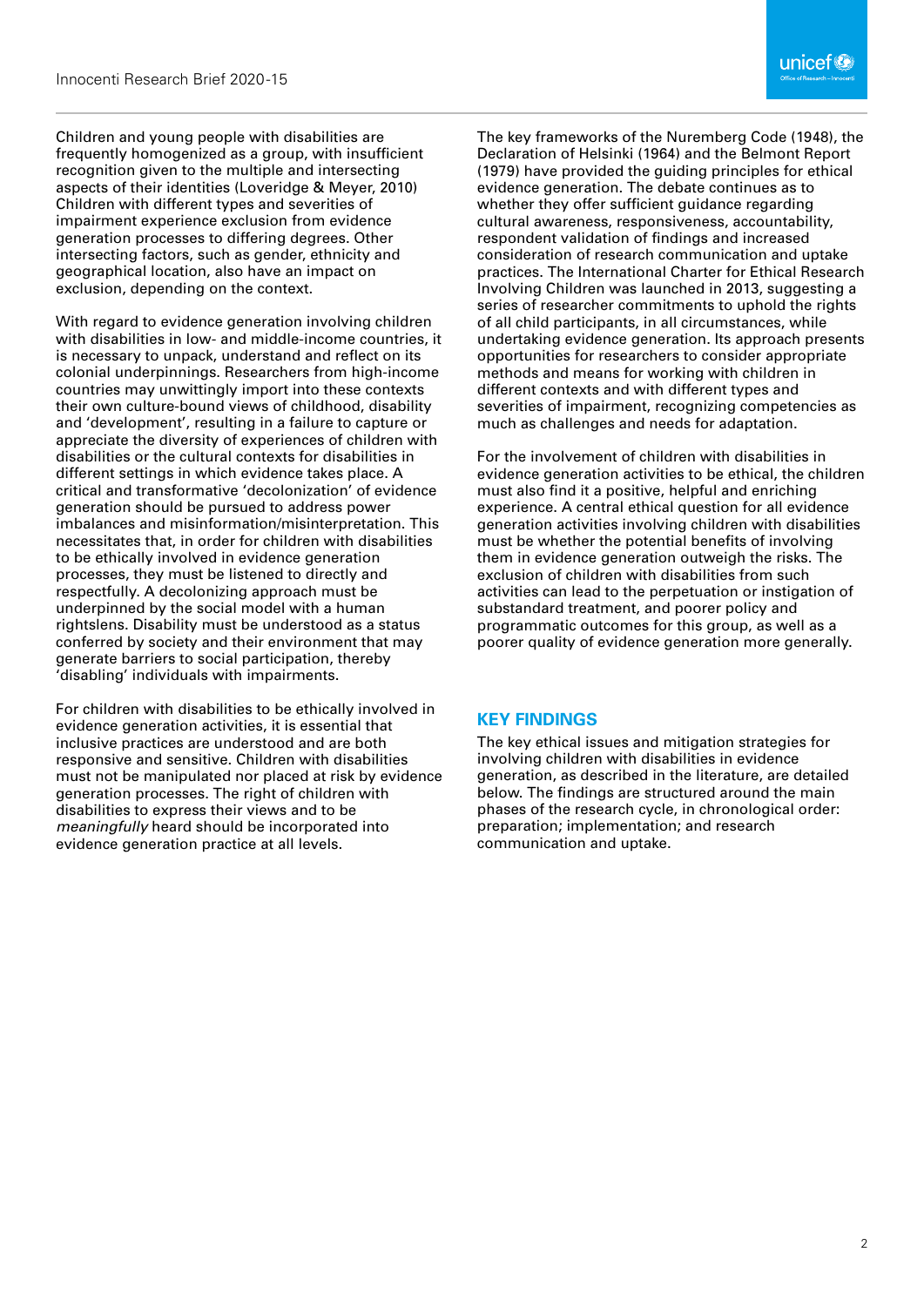Children and young people with disabilities are frequently homogenized as a group, with insufficient recognition given to the multiple and intersecting aspects of their identities (Loveridge & Meyer, 2010) Children with different types and severities of impairment experience exclusion from evidence generation processes to differing degrees. Other intersecting factors, such as gender, ethnicity and geographical location, also have an impact on exclusion, depending on the context.

With regard to evidence generation involving children with disabilities in low- and middle-income countries, it is necessary to unpack, understand and reflect on its colonial underpinnings. Researchers from high-income countries may unwittingly import into these contexts their own culture-bound views of childhood, disability and 'development', resulting in a failure to capture or appreciate the diversity of experiences of children with disabilities or the cultural contexts for disabilities in different settings in which evidence takes place. A critical and transformative 'decolonization' of evidence generation should be pursued to address power imbalances and misinformation/misinterpretation. This necessitates that, in order for children with disabilities to be ethically involved in evidence generation processes, they must be listened to directly and respectfully. A decolonizing approach must be underpinned by the social model with a human rightslens. Disability must be understood as a status conferred by society and their environment that may generate barriers to social participation, thereby 'disabling' individuals with impairments.

For children with disabilities to be ethically involved in evidence generation activities, it is essential that inclusive practices are understood and are both responsive and sensitive. Children with disabilities must not be manipulated nor placed at risk by evidence generation processes. The right of children with disabilities to express their views and to be *meaningfully* heard should be incorporated into evidence generation practice at all levels.

The key frameworks of the Nuremberg Code (1948), the Declaration of Helsinki (1964) and the Belmont Report (1979) have provided the guiding principles for ethical evidence generation. The debate continues as to whether they offer sufficient guidance regarding cultural awareness, responsiveness, accountability, respondent validation of findings and increased consideration of research communication and uptake practices. The International Charter for Ethical Research Involving Children was launched in 2013, suggesting a series of researcher commitments to uphold the rights of all child participants, in all circumstances, while undertaking evidence generation. Its approach presents opportunities for researchers to consider appropriate methods and means for working with children in different contexts and with different types and severities of impairment, recognizing competencies as much as challenges and needs for adaptation.

For the involvement of children with disabilities in evidence generation activities to be ethical, the children must also find it a positive, helpful and enriching experience. A central ethical question for all evidence generation activities involving children with disabilities must be whether the potential benefits of involving them in evidence generation outweigh the risks. The exclusion of children with disabilities from such activities can lead to the perpetuation or instigation of substandard treatment, and poorer policy and programmatic outcomes for this group, as well as a poorer quality of evidence generation more generally.

## KEY FINDINGS

The key ethical issues and mitigation strategies for involving children with disabilities in evidence generation, as described in the literature, are detailed below. The findings are structured around the main phases of the research cycle, in chronological order: preparation; implementation; and research communication and uptake.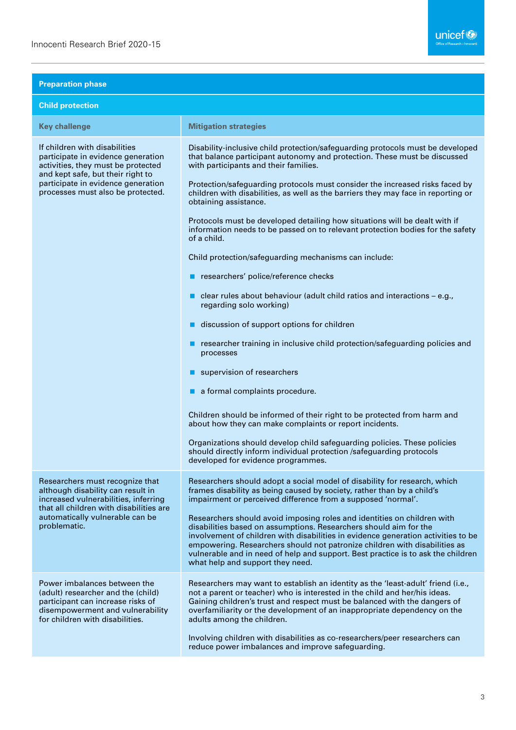| Preparation phase | |
|---|---|
| **Child protection** | |
| **Key challenge** | **Mitigation strategies** |
| If children with disabilities participate in evidence generation activities, they must be protected and kept safe, but their right to participate in evidence generation processes must also be protected. | Disability-inclusive child protection/safeguarding protocols must be developed that balance participant autonomy and protection. These must be discussed with participants and their families.<br><br>Protection/safeguarding protocols must consider the increased risks faced by children with disabilities, as well as the barriers they may face in reporting or obtaining assistance.<br><br>Protocols must be developed detailing how situations will be dealt with if information needs to be passed on to relevant protection bodies for the safety of a child.<br><br>Child protection/safeguarding mechanisms can include:<br><br>■ researchers' police/reference checks<br>■ clear rules about behaviour (adult child ratios and interactions – e.g., regarding solo working)<br>■ discussion of support options for children<br>■ researcher training in inclusive child protection/safeguarding policies and processes<br>■ supervision of researchers<br>■ a formal complaints procedure.<br><br>Children should be informed of their right to be protected from harm and about how they can make complaints or report incidents.<br><br>Organizations should develop child safeguarding policies. These policies should directly inform individual protection /safeguarding protocols developed for evidence programmes. |
| Researchers must recognize that although disability can result in increased vulnerabilities, inferring that all children with disabilities are automatically vulnerable can be problematic. | Researchers should adopt a social model of disability for research, which frames disability as being caused by society, rather than by a child's impairment or perceived difference from a supposed 'normal'.<br><br>Researchers should avoid imposing roles and identities on children with disabilities based on assumptions. Researchers should aim for the involvement of children with disabilities in evidence generation activities to be empowering. Researchers should not patronize children with disabilities as vulnerable and in need of help and support. Best practice is to ask the children what help and support they need. |
| Power imbalances between the (adult) researcher and the (child) participant can increase risks of disempowerment and vulnerability for children with disabilities. | Researchers may want to establish an identity as the 'least-adult' friend (i.e., not a parent or teacher) who is interested in the child and her/his ideas. Gaining children's trust and respect must be balanced with the dangers of overfamiliarity or the development of an inappropriate dependency on the adults among the children.<br><br>Involving children with disabilities as co-researchers/peer researchers can reduce power imbalances and improve safeguarding. |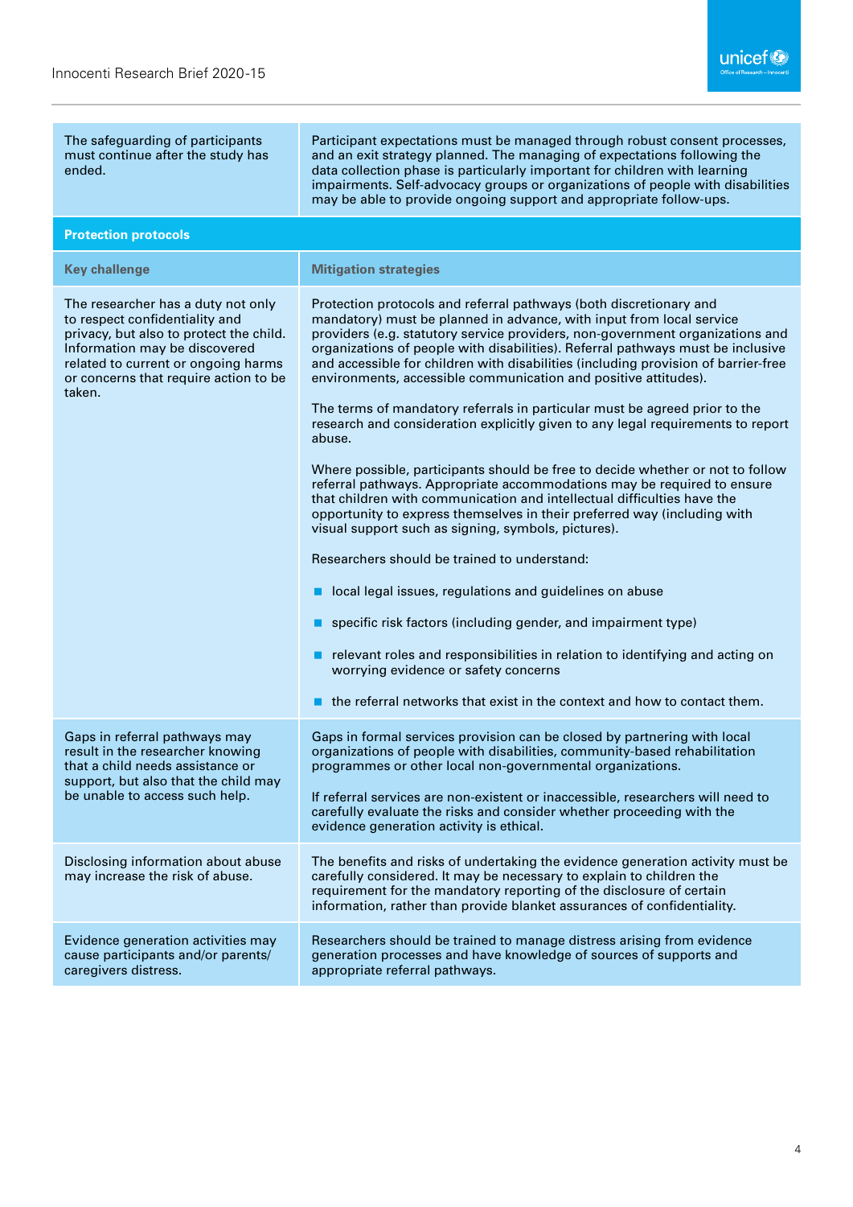| | |
|---|---|
| The safeguarding of participants must continue after the study has ended. | Participant expectations must be managed through robust consent processes, and an exit strategy planned. The managing of expectations following the data collection phase is particularly important for children with learning impairments. Self-advocacy groups or organizations of people with disabilities may be able to provide ongoing support and appropriate follow-ups. |

**Protection protocols**

| Key challenge | Mitigation strategies |
|---|---|
| The researcher has a duty not only to respect confidentiality and privacy, but also to protect the child. Information may be discovered related to current or ongoing harms or concerns that require action to be taken. | Protection protocols and referral pathways (both discretionary and mandatory) must be planned in advance, with input from local service providers (e.g. statutory service providers, non-government organizations and organizations of people with disabilities). Referral pathways must be inclusive and accessible for children with disabilities (including provision of barrier-free environments, accessible communication and positive attitudes).<br><br>The terms of mandatory referrals in particular must be agreed prior to the research and consideration explicitly given to any legal requirements to report abuse.<br><br>Where possible, participants should be free to decide whether or not to follow referral pathways. Appropriate accommodations may be required to ensure that children with communication and intellectual difficulties have the opportunity to express themselves in their preferred way (including with visual support such as signing, symbols, pictures).<br><br>Researchers should be trained to understand:<br><br>- local legal issues, regulations and guidelines on abuse<br>- specific risk factors (including gender, and impairment type)<br>- relevant roles and responsibilities in relation to identifying and acting on worrying evidence or safety concerns<br>- the referral networks that exist in the context and how to contact them. |
| Gaps in referral pathways may result in the researcher knowing that a child needs assistance or support, but also that the child may be unable to access such help. | Gaps in formal services provision can be closed by partnering with local organizations of people with disabilities, community-based rehabilitation programmes or other local non-governmental organizations.<br><br>If referral services are non-existent or inaccessible, researchers will need to carefully evaluate the risks and consider whether proceeding with the evidence generation activity is ethical. |
| Disclosing information about abuse may increase the risk of abuse. | The benefits and risks of undertaking the evidence generation activity must be carefully considered. It may be necessary to explain to children the requirement for the mandatory reporting of the disclosure of certain information, rather than provide blanket assurances of confidentiality. |
| Evidence generation activities may cause participants and/or parents/ caregivers distress. | Researchers should be trained to manage distress arising from evidence generation processes and have knowledge of sources of supports and appropriate referral pathways. |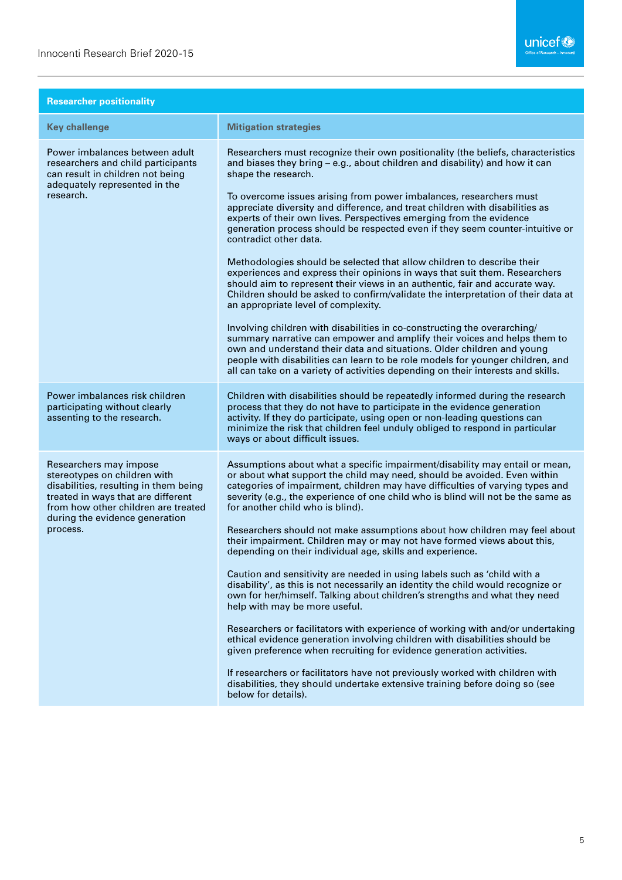| Researcher positionality | |
|---|---|
| **Key challenge** | **Mitigation strategies** |
| Power imbalances between adult researchers and child participants can result in children not being adequately represented in the research. | Researchers must recognize their own positionality (the beliefs, characteristics and biases they bring – e.g., about children and disability) and how it can shape the research.<br><br>To overcome issues arising from power imbalances, researchers must appreciate diversity and difference, and treat children with disabilities as experts of their own lives. Perspectives emerging from the evidence generation process should be respected even if they seem counter-intuitive or contradict other data.<br><br>Methodologies should be selected that allow children to describe their experiences and express their opinions in ways that suit them. Researchers should aim to represent their views in an authentic, fair and accurate way. Children should be asked to confirm/validate the interpretation of their data at an appropriate level of complexity.<br><br>Involving children with disabilities in co-constructing the overarching/summary narrative can empower and amplify their voices and helps them to own and understand their data and situations. Older children and young people with disabilities can learn to be role models for younger children, and all can take on a variety of activities depending on their interests and skills. |
| Power imbalances risk children participating without clearly assenting to the research. | Children with disabilities should be repeatedly informed during the research process that they do not have to participate in the evidence generation activity. If they do participate, using open or non-leading questions can minimize the risk that children feel unduly obliged to respond in particular ways or about difficult issues. |
| Researchers may impose stereotypes on children with disabilities, resulting in them being treated in ways that are different from how other children are treated during the evidence generation process. | Assumptions about what a specific impairment/disability may entail or mean, or about what support the child may need, should be avoided. Even within categories of impairment, children may have difficulties of varying types and severity (e.g., the experience of one child who is blind will not be the same as for another child who is blind).<br><br>Researchers should not make assumptions about how children may feel about their impairment. Children may or may not have formed views about this, depending on their individual age, skills and experience.<br><br>Caution and sensitivity are needed in using labels such as 'child with a disability', as this is not necessarily an identity the child would recognize or own for her/himself. Talking about children's strengths and what they need help with may be more useful.<br><br>Researchers or facilitators with experience of working with and/or undertaking ethical evidence generation involving children with disabilities should be given preference when recruiting for evidence generation activities.<br><br>If researchers or facilitators have not previously worked with children with disabilities, they should undertake extensive training before doing so (see below for details). |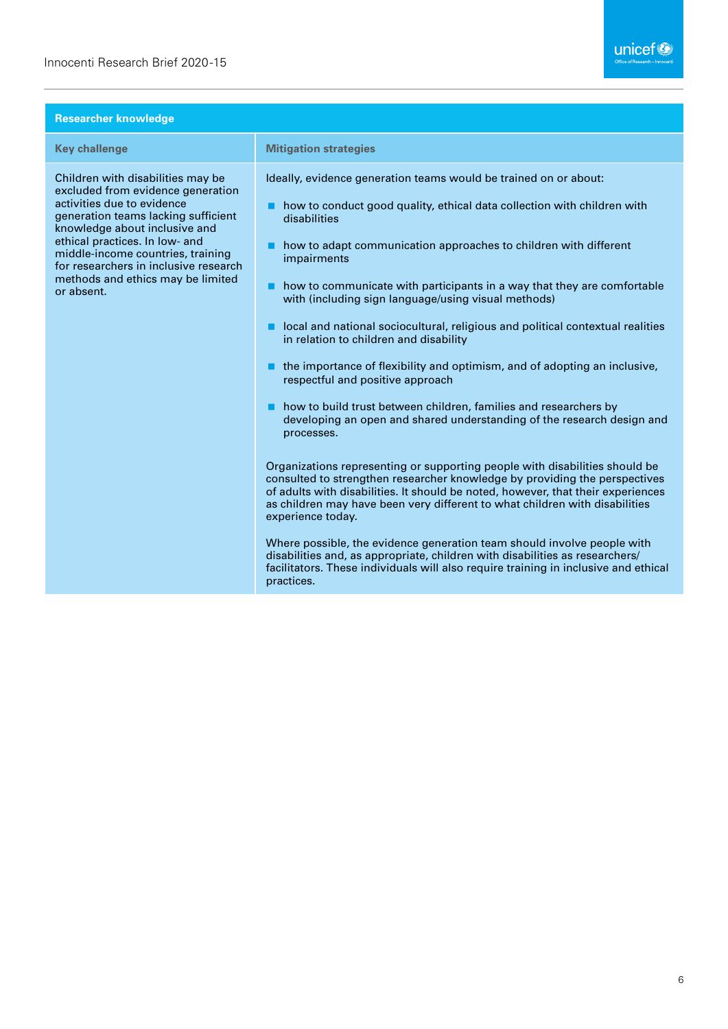| Researcher knowledge | |
|---|---|
| **Key challenge** | **Mitigation strategies** |
| Children with disabilities may be excluded from evidence generation activities due to evidence generation teams lacking sufficient knowledge about inclusive and ethical practices. In low- and middle-income countries, training for researchers in inclusive research methods and ethics may be limited or absent. | Ideally, evidence generation teams would be trained on or about:<br>■ how to conduct good quality, ethical data collection with children with disabilities<br>■ how to adapt communication approaches to children with different impairments<br>■ how to communicate with participants in a way that they are comfortable with (including sign language/using visual methods)<br>■ local and national sociocultural, religious and political contextual realities in relation to children and disability<br>■ the importance of flexibility and optimism, and of adopting an inclusive, respectful and positive approach<br>■ how to build trust between children, families and researchers by developing an open and shared understanding of the research design and processes.<br><br>Organizations representing or supporting people with disabilities should be consulted to strengthen researcher knowledge by providing the perspectives of adults with disabilities. It should be noted, however, that their experiences as children may have been very different to what children with disabilities experience today.<br><br>Where possible, the evidence generation team should involve people with disabilities and, as appropriate, children with disabilities as researchers/facilitators. These individuals will also require training in inclusive and ethical practices. |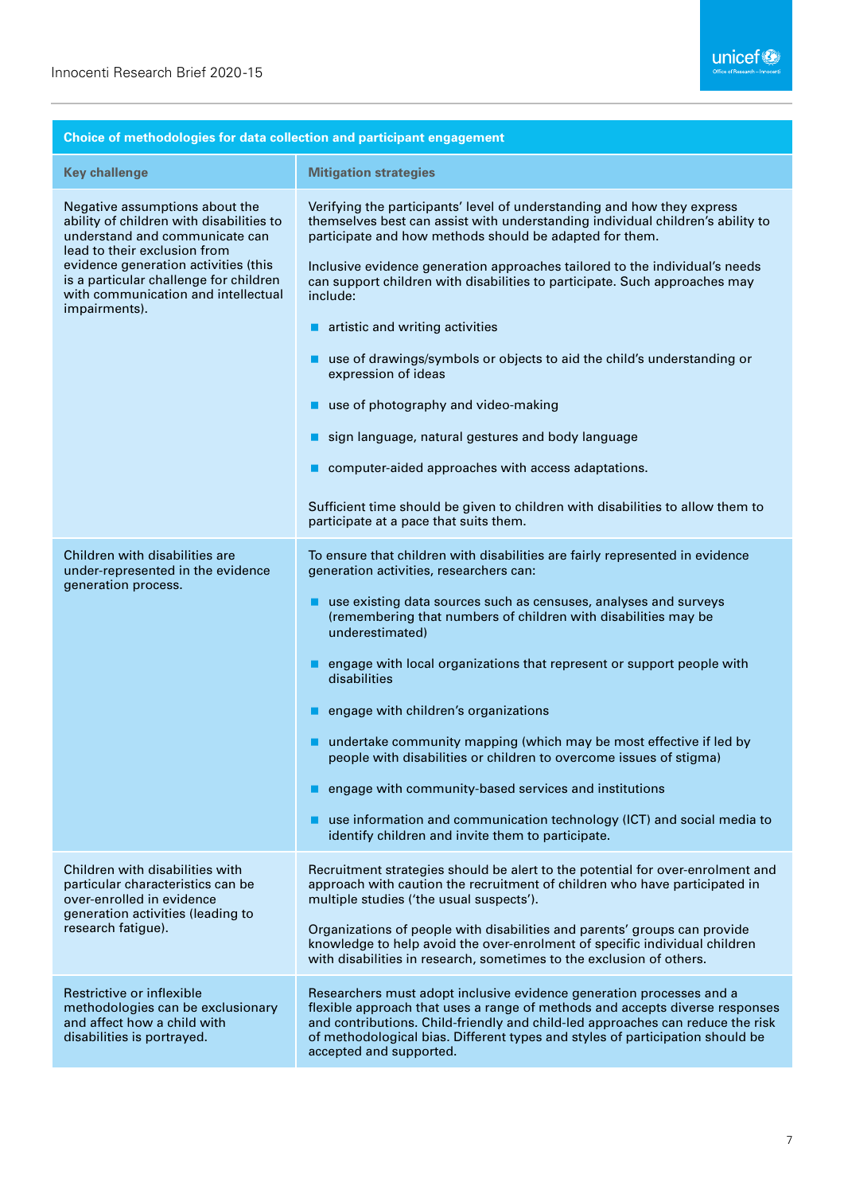| Choice of methodologies for data collection and participant engagement | |
|---|---|
| **Key challenge** | **Mitigation strategies** |
| Negative assumptions about the ability of children with disabilities to understand and communicate can lead to their exclusion from evidence generation activities (this is a particular challenge for children with communication and intellectual impairments). | Verifying the participants' level of understanding and how they express themselves best can assist with understanding individual children's ability to participate and how methods should be adapted for them.<br><br>Inclusive evidence generation approaches tailored to the individual's needs can support children with disabilities to participate. Such approaches may include:<br><br>■ artistic and writing activities<br>■ use of drawings/symbols or objects to aid the child's understanding or expression of ideas<br>■ use of photography and video-making<br>■ sign language, natural gestures and body language<br>■ computer-aided approaches with access adaptations.<br><br>Sufficient time should be given to children with disabilities to allow them to participate at a pace that suits them. |
| Children with disabilities are under-represented in the evidence generation process. | To ensure that children with disabilities are fairly represented in evidence generation activities, researchers can:<br><br>■ use existing data sources such as censuses, analyses and surveys (remembering that numbers of children with disabilities may be underestimated)<br>■ engage with local organizations that represent or support people with disabilities<br>■ engage with children's organizations<br>■ undertake community mapping (which may be most effective if led by people with disabilities or children to overcome issues of stigma)<br>■ engage with community-based services and institutions<br>■ use information and communication technology (ICT) and social media to identify children and invite them to participate. |
| Children with disabilities with particular characteristics can be over-enrolled in evidence generation activities (leading to research fatigue). | Recruitment strategies should be alert to the potential for over-enrolment and approach with caution the recruitment of children who have participated in multiple studies ('the usual suspects').<br><br>Organizations of people with disabilities and parents' groups can provide knowledge to help avoid the over-enrolment of specific individual children with disabilities in research, sometimes to the exclusion of others. |
| Restrictive or inflexible methodologies can be exclusionary and affect how a child with disabilities is portrayed. | Researchers must adopt inclusive evidence generation processes and a flexible approach that uses a range of methods and accepts diverse responses and contributions. Child-friendly and child-led approaches can reduce the risk of methodological bias. Different types and styles of participation should be accepted and supported. |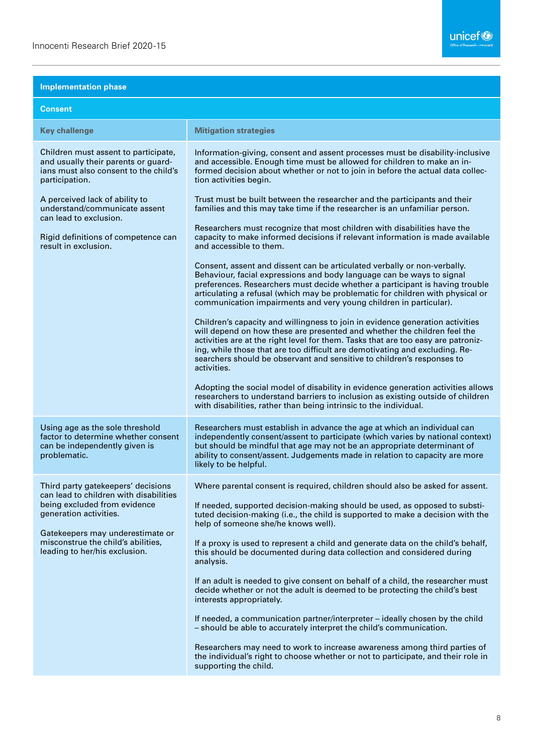| Implementation phase | |
|---|---|
| **Consent** | |
| **Key challenge** | **Mitigation strategies** |
| Children must assent to participate, and usually their parents or guardians must also consent to the child's participation.<br><br>A perceived lack of ability to understand/communicate assent can lead to exclusion.<br><br>Rigid definitions of competence can result in exclusion. | Information-giving, consent and assent processes must be disability-inclusive and accessible. Enough time must be allowed for children to make an informed decision about whether or not to join in before the actual data collection activities begin.<br><br>Trust must be built between the researcher and the participants and their families and this may take time if the researcher is an unfamiliar person.<br><br>Researchers must recognize that most children with disabilities have the capacity to make informed decisions if relevant information is made available and accessible to them.<br><br>Consent, assent and dissent can be articulated verbally or non-verbally. Behaviour, facial expressions and body language can be ways to signal preferences. Researchers must decide whether a participant is having trouble articulating a refusal (which may be problematic for children with physical or communication impairments and very young children in particular).<br><br>Children's capacity and willingness to join in evidence generation activities will depend on how these are presented and whether the children feel the activities are at the right level for them. Tasks that are too easy are patronizing, while those that are too difficult are demotivating and excluding. Researchers should be observant and sensitive to children's responses to activities.<br><br>Adopting the social model of disability in evidence generation activities allows researchers to understand barriers to inclusion as existing outside of children with disabilities, rather than being intrinsic to the individual. |
| Using age as the sole threshold factor to determine whether consent can be independently given is problematic. | Researchers must establish in advance the age at which an individual can independently consent/assent to participate (which varies by national context) but should be mindful that age may not be an appropriate determinant of ability to consent/assent. Judgements made in relation to capacity are more likely to be helpful. |
| Third party gatekeepers' decisions can lead to children with disabilities being excluded from evidence generation activities.<br><br>Gatekeepers may underestimate or misconstrue the child's abilities, leading to her/his exclusion. | Where parental consent is required, children should also be asked for assent.<br><br>If needed, supported decision-making should be used, as opposed to substituted decision-making (i.e., the child is supported to make a decision with the help of someone she/he knows well).<br><br>If a proxy is used to represent a child and generate data on the child's behalf, this should be documented during data collection and considered during analysis.<br><br>If an adult is needed to give consent on behalf of a child, the researcher must decide whether or not the adult is deemed to be protecting the child's best interests appropriately.<br><br>If needed, a communication partner/interpreter – ideally chosen by the child – should be able to accurately interpret the child's communication.<br><br>Researchers may need to work to increase awareness among third parties of the individual's right to choose whether or not to participate, and their role in supporting the child. |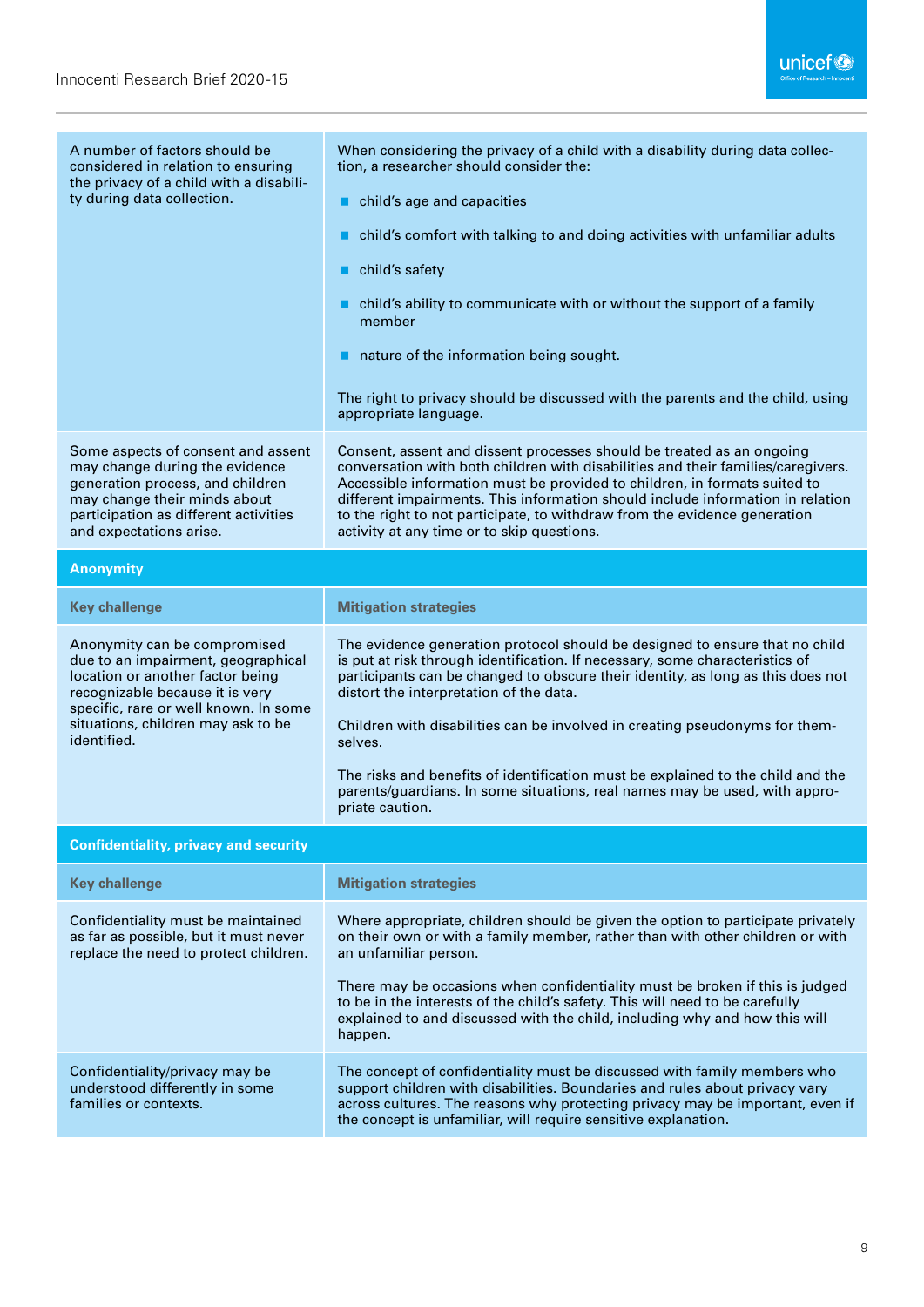| | |
|---|---|
| A number of factors should be considered in relation to ensuring the privacy of a child with a disability during data collection. | When considering the privacy of a child with a disability during data collection, a researcher should consider the:<br>- child's age and capacities<br>- child's comfort with talking to and doing activities with unfamiliar adults<br>- child's safety<br>- child's ability to communicate with or without the support of a family member<br>- nature of the information being sought.<br><br>The right to privacy should be discussed with the parents and the child, using appropriate language. |
| Some aspects of consent and assent may change during the evidence generation process, and children may change their minds about participation as different activities and expectations arise. | Consent, assent and dissent processes should be treated as an ongoing conversation with both children with disabilities and their families/caregivers. Accessible information must be provided to children, in formats suited to different impairments. This information should include information in relation to the right to not participate, to withdraw from the evidence generation activity at any time or to skip questions. |

**Anonymity**

| Key challenge | Mitigation strategies |
|---|---|
| Anonymity can be compromised due to an impairment, geographical location or another factor being recognizable because it is very specific, rare or well known. In some situations, children may ask to be identified. | The evidence generation protocol should be designed to ensure that no child is put at risk through identification. If necessary, some characteristics of participants can be changed to obscure their identity, as long as this does not distort the interpretation of the data.<br><br>Children with disabilities can be involved in creating pseudonyms for themselves.<br><br>The risks and benefits of identification must be explained to the child and the parents/guardians. In some situations, real names may be used, with appropriate caution. |

**Confidentiality, privacy and security**

| Key challenge | Mitigation strategies |
|---|---|
| Confidentiality must be maintained as far as possible, but it must never replace the need to protect children. | Where appropriate, children should be given the option to participate privately on their own or with a family member, rather than with other children or with an unfamiliar person.<br><br>There may be occasions when confidentiality must be broken if this is judged to be in the interests of the child's safety. This will need to be carefully explained to and discussed with the child, including why and how this will happen. |
| Confidentiality/privacy may be understood differently in some families or contexts. | The concept of confidentiality must be discussed with family members who support children with disabilities. Boundaries and rules about privacy vary across cultures. The reasons why protecting privacy may be important, even if the concept is unfamiliar, will require sensitive explanation. |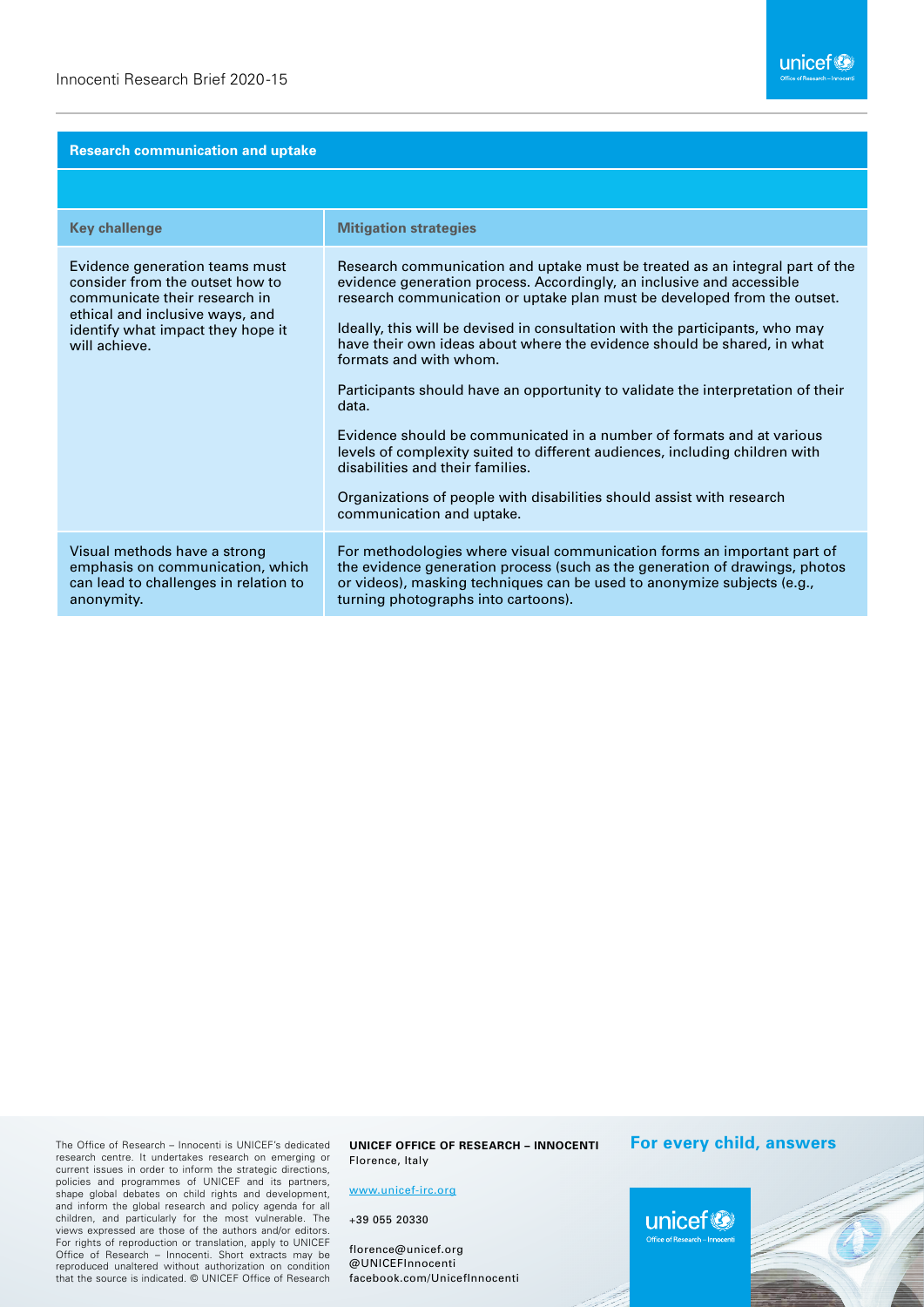| Research communication and uptake | |
| --- | --- |
| **Key challenge** | **Mitigation strategies** |
| Evidence generation teams must consider from the outset how to communicate their research in ethical and inclusive ways, and identify what impact they hope it will achieve. | Research communication and uptake must be treated as an integral part of the evidence generation process. Accordingly, an inclusive and accessible research communication or uptake plan must be developed from the outset.<br><br>Ideally, this will be devised in consultation with the participants, who may have their own ideas about where the evidence should be shared, in what formats and with whom.<br><br>Participants should have an opportunity to validate the interpretation of their data.<br><br>Evidence should be communicated in a number of formats and at various levels of complexity suited to different audiences, including children with disabilities and their families.<br><br>Organizations of people with disabilities should assist with research communication and uptake. |
| Visual methods have a strong emphasis on communication, which can lead to challenges in relation to anonymity. | For methodologies where visual communication forms an important part of the evidence generation process (such as the generation of drawings, photos or videos), masking techniques can be used to anonymize subjects (e.g., turning photographs into cartoons). |

The Office of Research – Innocenti is UNICEF's dedicated research centre. It undertakes research on emerging or current issues in order to inform the strategic directions, policies and programmes of UNICEF and its partners, shape global debates on child rights and development, and inform the global research and policy agenda for all children, and particularly for the most vulnerable. The views expressed are those of the authors and/or editors. For rights of reproduction or translation, apply to UNICEF Office of Research – Innocenti. Short extracts may be reproduced unaltered without authorization on condition that the source is indicated. © UNICEF Office of Research

**UNICEF OFFICE OF RESEARCH – INNOCENTI**
Florence, Italy

www.unicef-irc.org

+39 055 20330

florence@unicef.org
@UNICEFInnocenti
facebook.com/UnicefInnocenti

**For every child, answers**